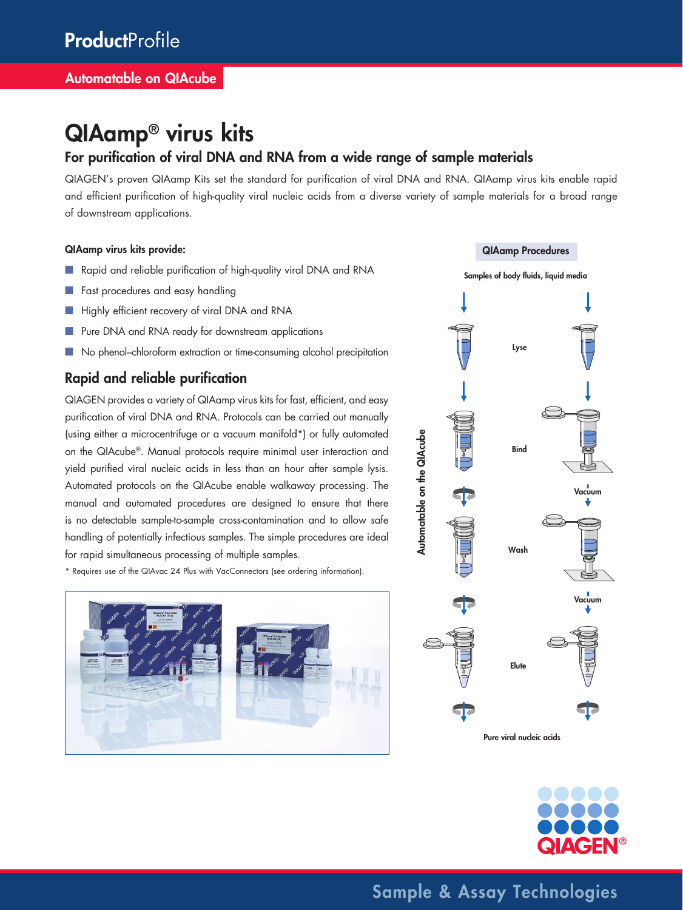# QIAamp® virus kits

## For purification of viral DNA and RNA from a wide range of sample materials

QIAGEN's proven QIAamp Kits set the standard for purification of viral DNA and RNA. QIAamp virus kits enable rapid and efficient purification of high-quality viral nucleic acids from a diverse variety of sample materials for a broad range of downstream applications.

**QIAamp virus kits provide:**

- Rapid and reliable purification of high-quality viral DNA and RNA
- Fast procedures and easy handling
- Highly efficient recovery of viral DNA and RNA
- Pure DNA and RNA ready for downstream applications
- No phenol–chloroform extraction or time-consuming alcohol precipitation

## Rapid and reliable purification

QIAGEN provides a variety of QIAamp virus kits for fast, efficient, and easy purification of viral DNA and RNA. Protocols can be carried out manually (using either a microcentrifuge or a vacuum manifold*) or fully automated on the QIAcube®. Manual protocols require minimal user interaction and yield purified viral nucleic acids in less than an hour after sample lysis. Automated protocols on the QIAcube enable walkaway processing. The manual and automated procedures are designed to ensure that there is no detectable sample-to-sample cross-contamination and to allow safe handling of potentially infectious samples. The simple procedures are ideal for rapid simultaneous processing of multiple samples.

\* Requires use of the QIAvac 24 Plus with VacConnectors (see ordering information).

**QIAamp Procedures**

Samples of body fluids, liquid media

Lyse

Bind

Vacuum

Wash

Vacuum

Elute

Pure viral nucleic acids

Automatable on the QIAcube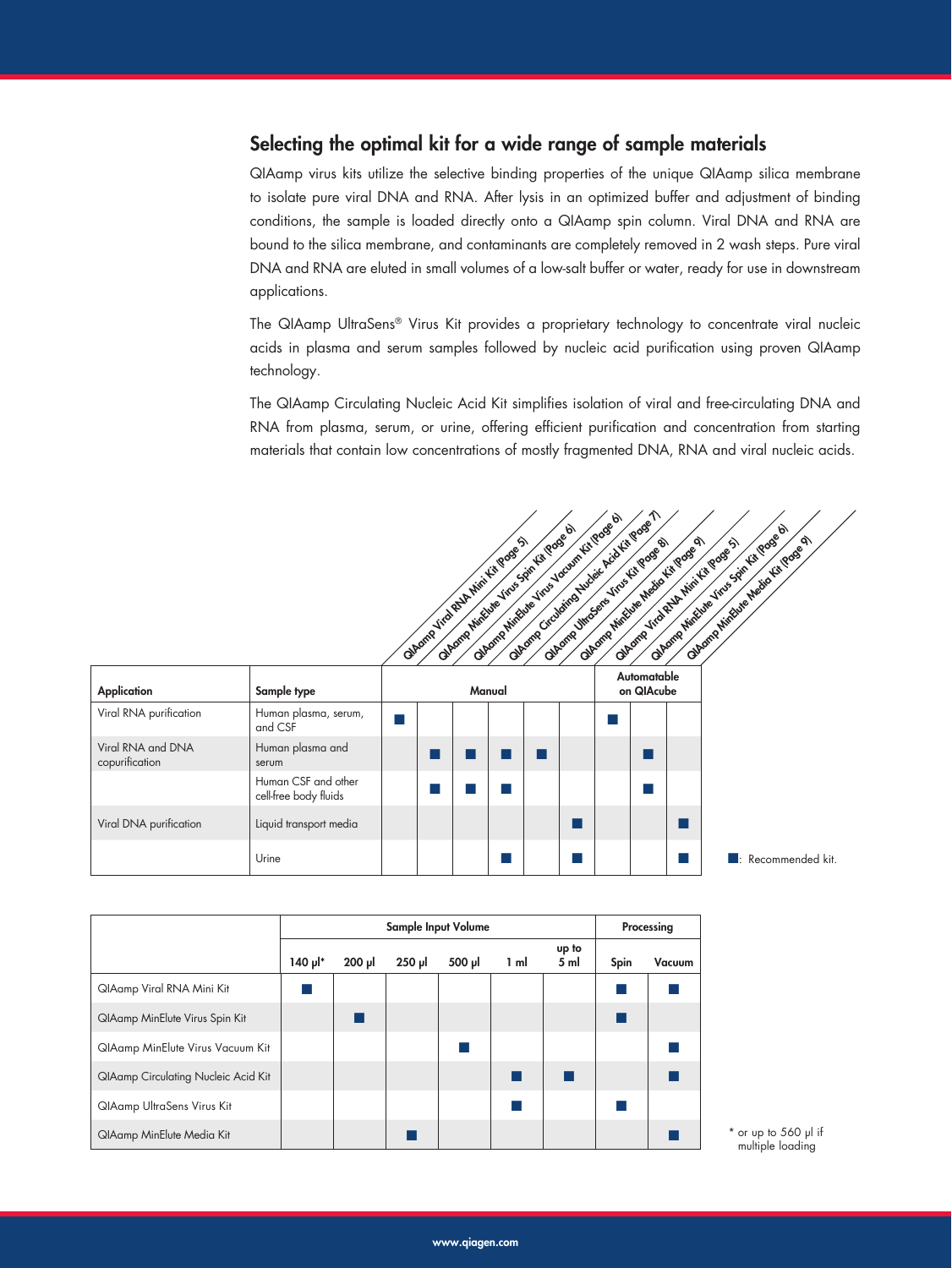## Selecting the optimal kit for a wide range of sample materials

QIAamp virus kits utilize the selective binding properties of the unique QIAamp silica membrane to isolate pure viral DNA and RNA. After lysis in an optimized buffer and adjustment of binding conditions, the sample is loaded directly onto a QIAamp spin column. Viral DNA and RNA are bound to the silica membrane, and contaminants are completely removed in 2 wash steps. Pure viral DNA and RNA are eluted in small volumes of a low-salt buffer or water, ready for use in downstream applications.

The QIAamp UltraSens® Virus Kit provides a proprietary technology to concentrate viral nucleic acids in plasma and serum samples followed by nucleic acid purification using proven QIAamp technology.

The QIAamp Circulating Nucleic Acid Kit simplifies isolation of viral and free-circulating DNA and RNA from plasma, serum, or urine, offering efficient purification and concentration from starting materials that contain low concentrations of mostly fragmented DNA, RNA and viral nucleic acids.

| Application | Sample type | Manual: QIAamp Viral RNA Mini Kit (Page 5) | Manual: QIAamp MinElute Virus Spin Kit (Page 6) | Manual: QIAamp MinElute Virus Vacuum Kit (Page 6) | Manual: QIAamp Circulating Nucleic Acid Kit (Page 7) | Manual: QIAamp UltraSens Virus Kit (Page 8) | Manual: QIAamp MinElute Media Kit (Page 9) | Automatable on QIAcube: QIAamp Viral RNA Mini Kit (Page 5) | Automatable on QIAcube: QIAamp MinElute Virus Spin Kit (Page 6) | Automatable on QIAcube: QIAamp MinElute Media Kit (Page 9) |
|---|---|---|---|---|---|---|---|---|---|---|
| Viral RNA purification | Human plasma, serum, and CSF | ■ | | | | | | ■ | | |
| Viral RNA and DNA copurification | Human plasma and serum | | ■ | ■ | ■ | ■ | | | ■ | |
| | Human CSF and other cell-free body fluids | | ■ | ■ | ■ | | | | ■ | |
| Viral DNA purification | Liquid transport media | | | | | | ■ | | | ■ |
| | Urine | | | | ■ | | ■ | | | ■ |

■: Recommended kit.

| | Sample Input Volume | | | | | | Processing | |
|---|---|---|---|---|---|---|---|---|
| | 140 µl* | 200 µl | 250 µl | 500 µl | 1 ml | up to 5 ml | Spin | Vacuum |
| QIAamp Viral RNA Mini Kit | ■ | | | | | | ■ | ■ |
| QIAamp MinElute Virus Spin Kit | | ■ | | | | | ■ | |
| QIAamp MinElute Virus Vacuum Kit | | | | ■ | | | | ■ |
| QIAamp Circulating Nucleic Acid Kit | | | | | ■ | ■ | | ■ |
| QIAamp UltraSens Virus Kit | | | | | ■ | | ■ | |
| QIAamp MinElute Media Kit | | | ■ | | | | | ■ |

* or up to 560 µl if multiple loading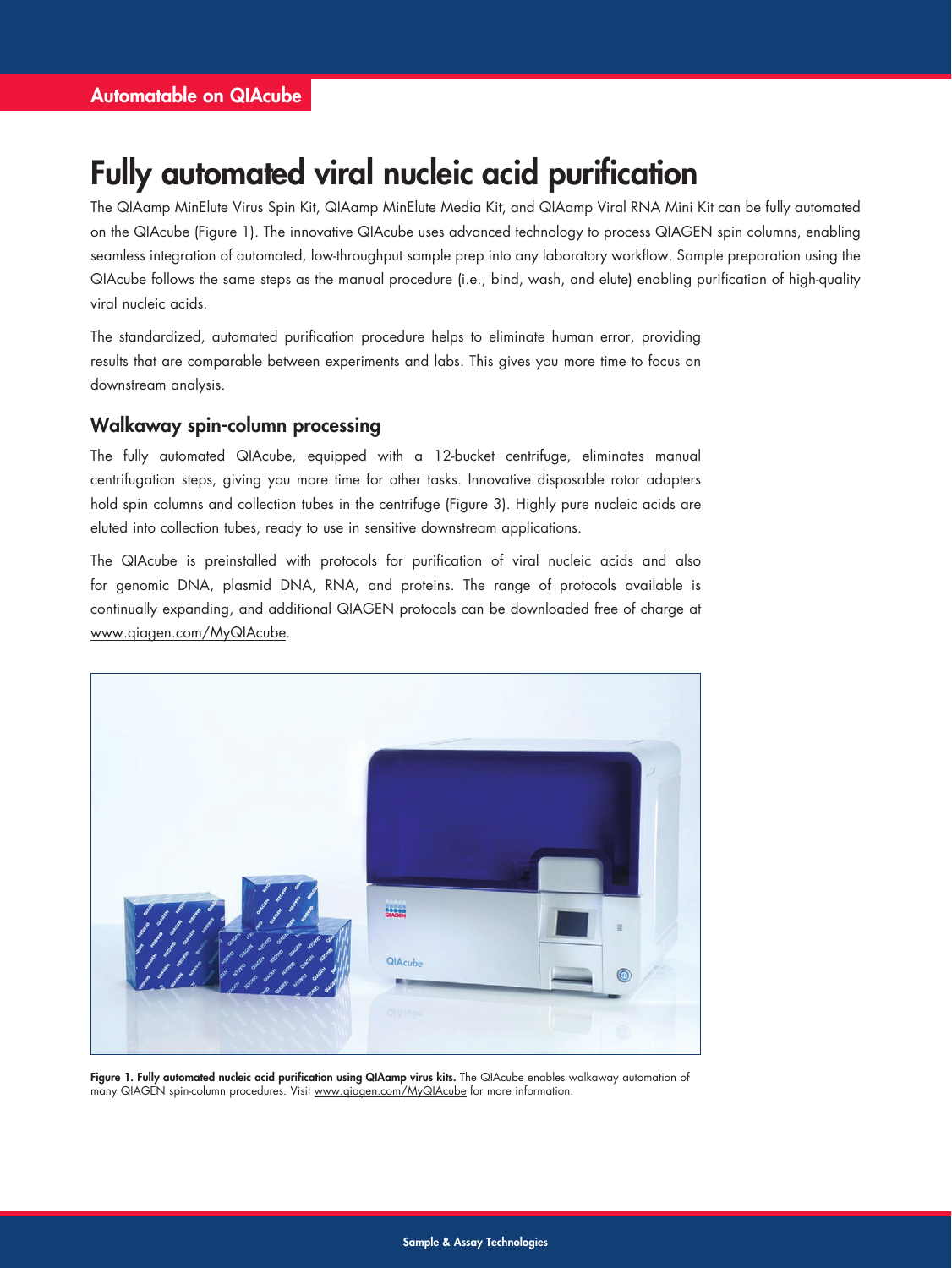Automatable on QIAcube

# Fully automated viral nucleic acid purification

The QIAamp MinElute Virus Spin Kit, QIAamp MinElute Media Kit, and QIAamp Viral RNA Mini Kit can be fully automated on the QIAcube (Figure 1). The innovative QIAcube uses advanced technology to process QIAGEN spin columns, enabling seamless integration of automated, low-throughput sample prep into any laboratory workflow. Sample preparation using the QIAcube follows the same steps as the manual procedure (i.e., bind, wash, and elute) enabling purification of high-quality viral nucleic acids.

The standardized, automated purification procedure helps to eliminate human error, providing results that are comparable between experiments and labs. This gives you more time to focus on downstream analysis.

## Walkaway spin-column processing

The fully automated QIAcube, equipped with a 12-bucket centrifuge, eliminates manual centrifugation steps, giving you more time for other tasks. Innovative disposable rotor adapters hold spin columns and collection tubes in the centrifuge (Figure 3). Highly pure nucleic acids are eluted into collection tubes, ready to use in sensitive downstream applications.

The QIAcube is preinstalled with protocols for purification of viral nucleic acids and also for genomic DNA, plasmid DNA, RNA, and proteins. The range of protocols available is continually expanding, and additional QIAGEN protocols can be downloaded free of charge at www.qiagen.com/MyQIAcube.

**Figure 1. Fully automated nucleic acid purification using QIAamp virus kits.** The QIAcube enables walkaway automation of many QIAGEN spin-column procedures. Visit www.qiagen.com/MyQIAcube for more information.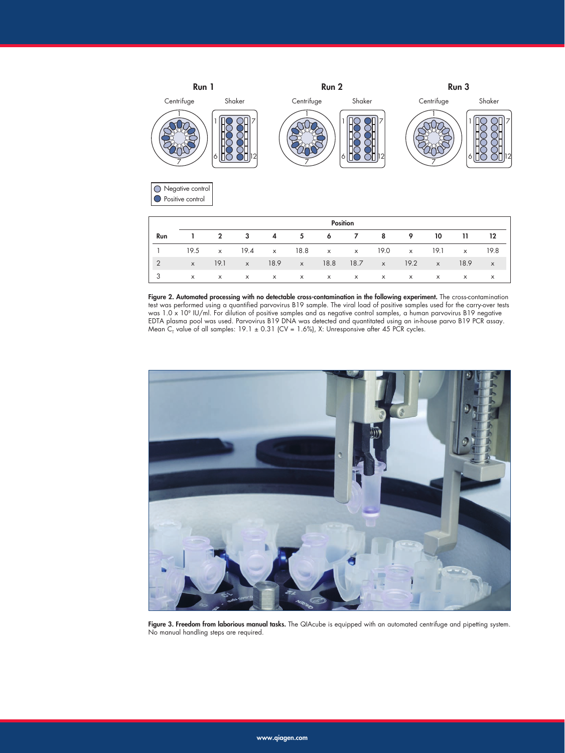| Run | Position | | | | | | | | | | | |
|---|---|---|---|---|---|---|---|---|---|---|---|---|
| | 1 | 2 | 3 | 4 | 5 | 6 | 7 | 8 | 9 | 10 | 11 | 12 |
| 1 | 19.5 | x | 19.4 | x | 18.8 | x | x | 19.0 | x | 19.1 | x | 19.8 |
| 2 | x | 19.1 | x | 18.9 | x | 18.8 | 18.7 | x | 19.2 | x | 18.9 | x |
| 3 | x | x | x | x | x | x | x | x | x | x | x | x |

**Figure 2. Automated processing with no detectable cross-contamination in the following experiment.** The cross-contamination test was performed using a quantified parvovirus B19 sample. The viral load of positive samples used for the carry-over tests was $1.0 \times 10^9$ IU/ml. For dilution of positive samples and as negative control samples, a human parvovirus B19 negative EDTA plasma pool was used. Parvovirus B19 DNA was detected and quantitated using an in-house parvo B19 PCR assay. Mean $C_T$ value of all samples: 19.1 ± 0.31 (CV = 1.6%), X: Unresponsive after 45 PCR cycles.

**Figure 3. Freedom from laborious manual tasks.** The QIAcube is equipped with an automated centrifuge and pipetting system. No manual handling steps are required.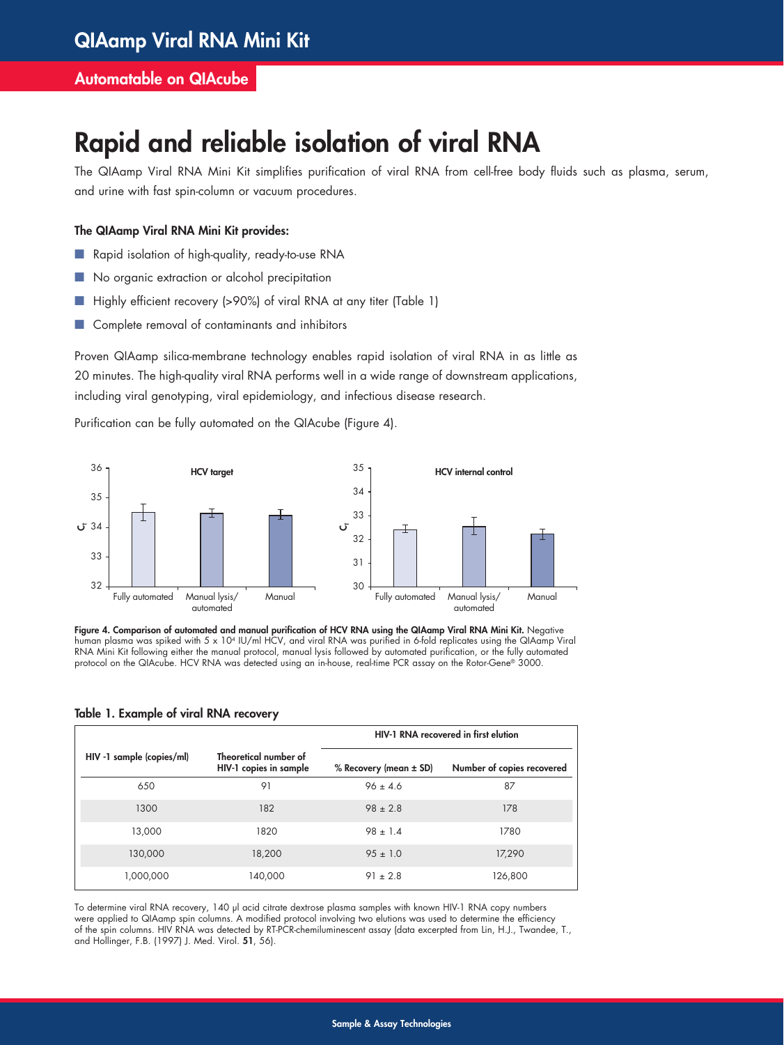# QIAamp Viral RNA Mini Kit

## Automatable on QIAcube

# Rapid and reliable isolation of viral RNA

The QIAamp Viral RNA Mini Kit simplifies purification of viral RNA from cell-free body fluids such as plasma, serum, and urine with fast spin-column or vacuum procedures.

**The QIAamp Viral RNA Mini Kit provides:**

- Rapid isolation of high-quality, ready-to-use RNA
- No organic extraction or alcohol precipitation
- Highly efficient recovery (>90%) of viral RNA at any titer (Table 1)
- Complete removal of contaminants and inhibitors

Proven QIAamp silica-membrane technology enables rapid isolation of viral RNA in as little as 20 minutes. The high-quality viral RNA performs well in a wide range of downstream applications, including viral genotyping, viral epidemiology, and infectious disease research.

Purification can be fully automated on the QIAcube (Figure 4).

**Figure 4. Comparison of automated and manual purification of HCV RNA using the QIAamp Viral RNA Mini Kit.** Negative human plasma was spiked with $5 \times 10^4$ IU/ml HCV, and viral RNA was purified in 6-fold replicates using the QIAamp Viral RNA Mini Kit following either the manual protocol, manual lysis followed by automated purification, or the fully automated protocol on the QIAcube. HCV RNA was detected using an in-house, real-time PCR assay on the Rotor-Gene® 3000.

**Table 1. Example of viral RNA recovery**

| HIV -1 sample (copies/ml) | Theoretical number of HIV-1 copies in sample | HIV-1 RNA recovered in first elution | |
|---|---|---|---|
| | | % Recovery (mean ± SD) | Number of copies recovered |
| 650 | 91 | 96 ± 4.6 | 87 |
| 1300 | 182 | 98 ± 2.8 | 178 |
| 13,000 | 1820 | 98 ± 1.4 | 1780 |
| 130,000 | 18,200 | 95 ± 1.0 | 17,290 |
| 1,000,000 | 140,000 | 91 ± 2.8 | 126,800 |

To determine viral RNA recovery, 140 µl acid citrate dextrose plasma samples with known HIV-1 RNA copy numbers were applied to QIAamp spin columns. A modified protocol involving two elutions was used to determine the efficiency of the spin columns. HIV RNA was detected by RT-PCR-chemiluminescent assay (data excerpted from Lin, H.J., Twandee, T., and Hollinger, F.B. (1997) J. Med. Virol. **51**, 56).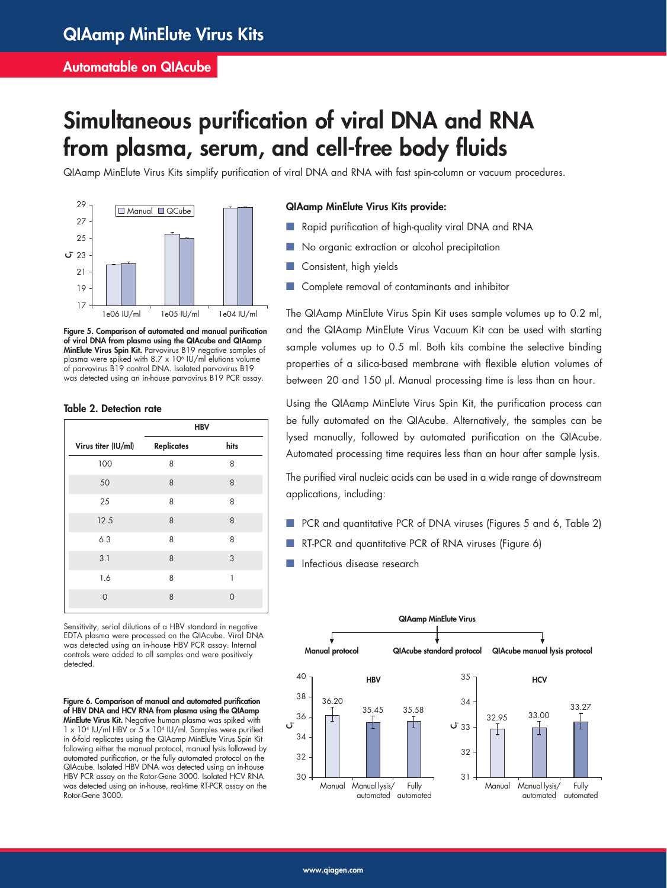## QIAamp MinElute Virus Kits

### Automatable on QIAcube

# Simultaneous purification of viral DNA and RNA from plasma, serum, and cell-free body fluids

QIAamp MinElute Virus Kits simplify purification of viral DNA and RNA with fast spin-column or vacuum procedures.

**Figure 5. Comparison of automated and manual purification of viral DNA from plasma using the QIAcube and QIAamp MinElute Virus Spin Kit.** Parvovirus B19 negative samples of plasma were spiked with 8.7 x $10^6$ IU/ml elutions volume of parvovirus B19 control DNA. Isolated parvovirus B19 was detected using an in-house parvovirus B19 PCR assay.

**Table 2. Detection rate**

| | HBV | |
|---|---|---|
| **Virus titer (IU/ml)** | **Replicates** | **hits** |
| 100 | 8 | 8 |
| 50 | 8 | 8 |
| 25 | 8 | 8 |
| 12.5 | 8 | 8 |
| 6.3 | 8 | 8 |
| 3.1 | 8 | 3 |
| 1.6 | 8 | 1 |
| 0 | 8 | 0 |

Sensitivity, serial dilutions of a HBV standard in negative EDTA plasma were processed on the QIAcube. Viral DNA was detected using an in-house HBV PCR assay. Internal controls were added to all samples and were positively detected.

**Figure 6. Comparison of manual and automated purification of HBV DNA and HCV RNA from plasma using the QIAamp MinElute Virus Spin Kit.** Negative human plasma was spiked with 1 x $10^4$ IU/ml HBV or 5 x $10^4$ IU/ml. Samples were purified in 6-fold replicates using the QIAamp MinElute Virus Spin Kit following either the manual protocol, manual lysis followed by automated purification, or the fully automated protocol on the QIAcube. Isolated HBV DNA was detected using an in-house HBV PCR assay on the Rotor-Gene 3000. Isolated HCV RNA was detected using an in-house, real-time RT-PCR assay on the Rotor-Gene 3000.

**QIAamp MinElute Virus Kits provide:**

- Rapid purification of high-quality viral DNA and RNA
- No organic extraction or alcohol precipitation
- Consistent, high yields
- Complete removal of contaminants and inhibitor

The QIAamp MinElute Virus Spin Kit uses sample volumes up to 0.2 ml, and the QIAamp MinElute Virus Vacuum Kit can be used with starting sample volumes up to 0.5 ml. Both kits combine the selective binding properties of a silica-based membrane with flexible elution volumes of between 20 and 150 µl. Manual processing time is less than an hour.

Using the QIAamp MinElute Virus Spin Kit, the purification process can be fully automated on the QIAcube. Alternatively, the samples can be lysed manually, followed by automated purification on the QIAcube. Automated processing time requires less than an hour after sample lysis.

The purified viral nucleic acids can be used in a wide range of downstream applications, including:

- PCR and quantitative PCR of DNA viruses (Figures 5 and 6, Table 2)
- RT-PCR and quantitative PCR of RNA viruses (Figure 6)
- Infectious disease research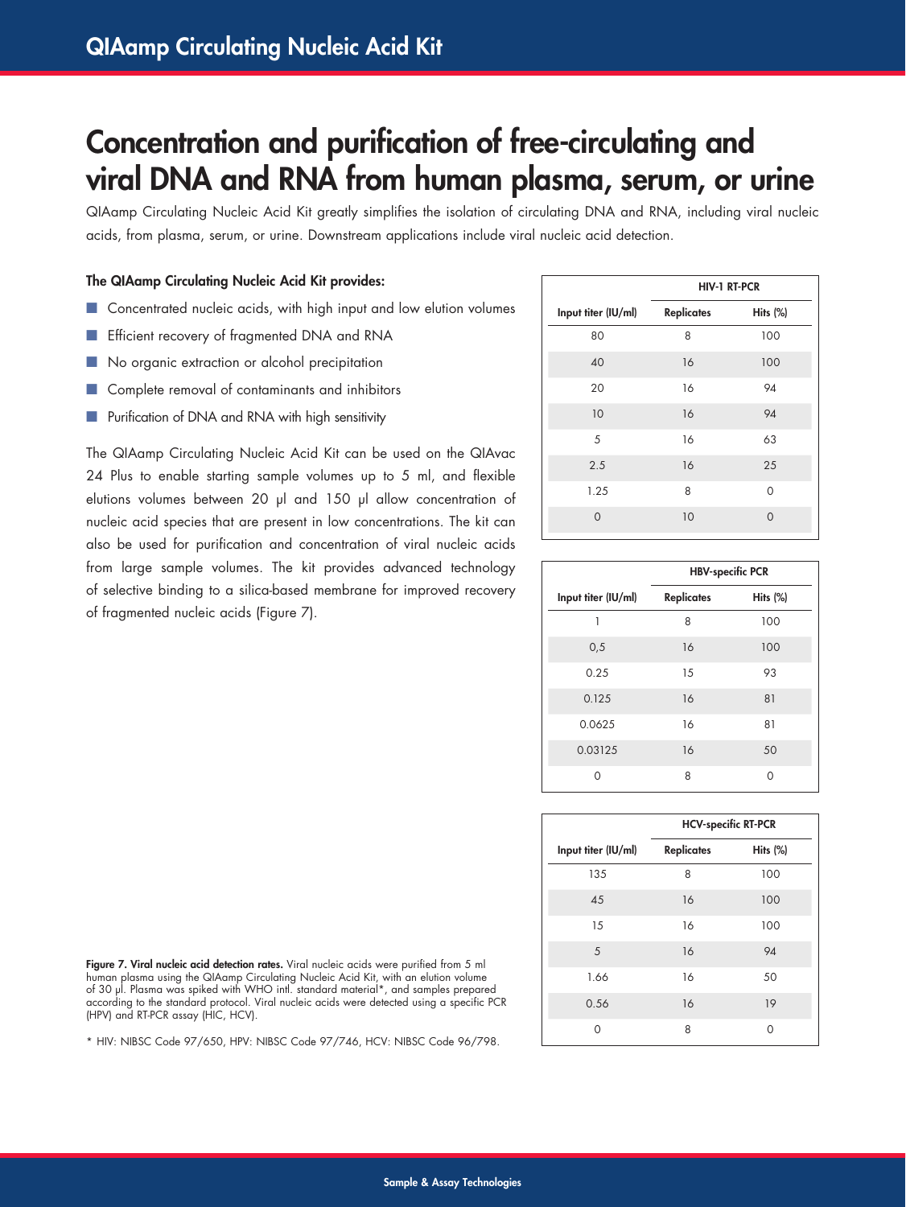# Concentration and purification of free-circulating and viral DNA and RNA from human plasma, serum, or urine

QIAamp Circulating Nucleic Acid Kit greatly simplifies the isolation of circulating DNA and RNA, including viral nucleic acids, from plasma, serum, or urine. Downstream applications include viral nucleic acid detection.

**The QIAamp Circulating Nucleic Acid Kit provides:**

- Concentrated nucleic acids, with high input and low elution volumes
- Efficient recovery of fragmented DNA and RNA
- No organic extraction or alcohol precipitation
- Complete removal of contaminants and inhibitors
- Purification of DNA and RNA with high sensitivity

The QIAamp Circulating Nucleic Acid Kit can be used on the QIAvac 24 Plus to enable starting sample volumes up to 5 ml, and flexible elutions volumes between 20 µl and 150 µl allow concentration of nucleic acid species that are present in low concentrations. The kit can also be used for purification and concentration of viral nucleic acids from large sample volumes. The kit provides advanced technology of selective binding to a silica-based membrane for improved recovery of fragmented nucleic acids (Figure 7).

| | HIV-1 RT-PCR | |
|---|---|---|
| Input titer (IU/ml) | Replicates | Hits (%) |
| 80 | 8 | 100 |
| 40 | 16 | 100 |
| 20 | 16 | 94 |
| 10 | 16 | 94 |
| 5 | 16 | 63 |
| 2.5 | 16 | 25 |
| 1.25 | 8 | 0 |
| 0 | 10 | 0 |

| | HBV-specific PCR | |
|---|---|---|
| Input titer (IU/ml) | Replicates | Hits (%) |
| 1 | 8 | 100 |
| 0,5 | 16 | 100 |
| 0.25 | 15 | 93 |
| 0.125 | 16 | 81 |
| 0.0625 | 16 | 81 |
| 0.03125 | 16 | 50 |
| 0 | 8 | 0 |

| | HCV-specific RT-PCR | |
|---|---|---|
| Input titer (IU/ml) | Replicates | Hits (%) |
| 135 | 8 | 100 |
| 45 | 16 | 100 |
| 15 | 16 | 100 |
| 5 | 16 | 94 |
| 1.66 | 16 | 50 |
| 0.56 | 16 | 19 |
| 0 | 8 | 0 |

**Figure 7. Viral nucleic acid detection rates.** Viral nucleic acids were purified from 5 ml human plasma using the QIAmp Circulating Nucleic Acid Kit, with an elution volume of 30 µl. Plasma was spiked with WHO intl. standard material*, and samples prepared according to the standard protocol. Viral nucleic acids were detected using a specific PCR (HPV) and RT-PCR assay (HIC, HCV).

* HIV: NIBSC Code 97/650, HPV: NIBSC Code 97/746, HCV: NIBSC Code 96/798.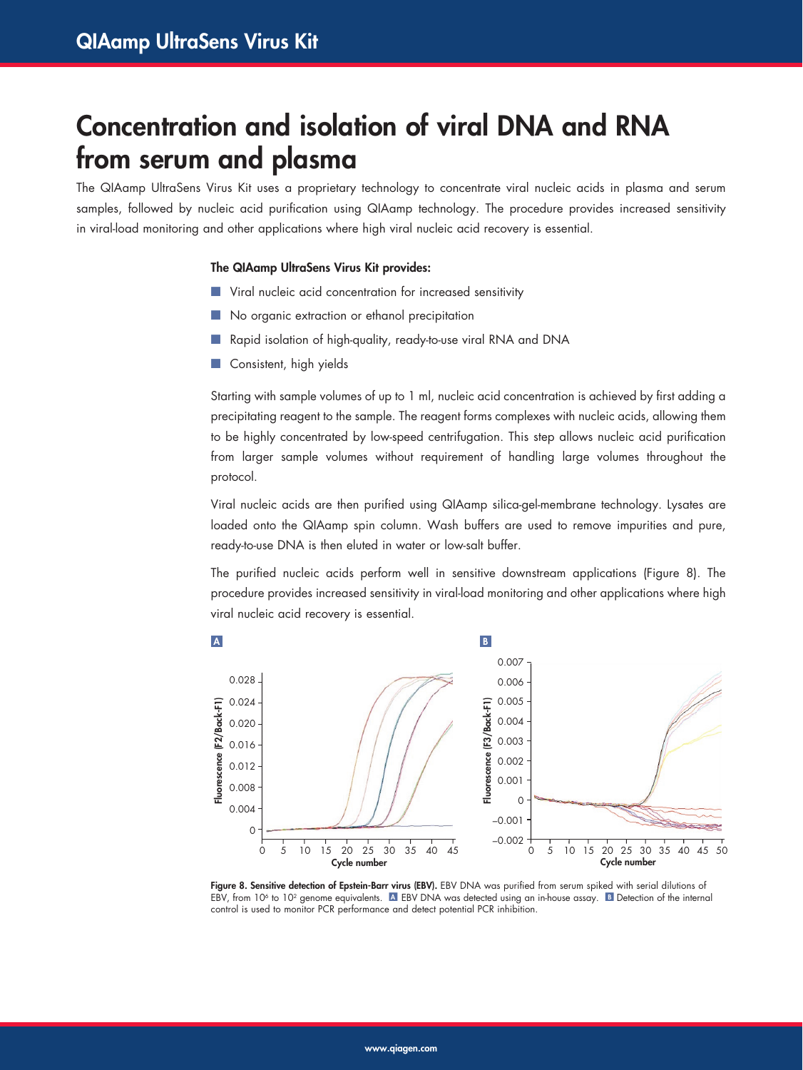# Concentration and isolation of viral DNA and RNA from serum and plasma

The QIAamp UltraSens Virus Kit uses a proprietary technology to concentrate viral nucleic acids in plasma and serum samples, followed by nucleic acid purification using QIAamp technology. The procedure provides increased sensitivity in viral-load monitoring and other applications where high viral nucleic acid recovery is essential.

**The QIAamp UltraSens Virus Kit provides:**

- Viral nucleic acid concentration for increased sensitivity
- No organic extraction or ethanol precipitation
- Rapid isolation of high-quality, ready-to-use viral RNA and DNA
- Consistent, high yields

Starting with sample volumes of up to 1 ml, nucleic acid concentration is achieved by first adding a precipitating reagent to the sample. The reagent forms complexes with nucleic acids, allowing them to be highly concentrated by low-speed centrifugation. This step allows nucleic acid purification from larger sample volumes without requirement of handling large volumes throughout the protocol.

Viral nucleic acids are then purified using QIAamp silica-gel-membrane technology. Lysates are loaded onto the QIAamp spin column. Wash buffers are used to remove impurities and pure, ready-to-use DNA is then eluted in water or low-salt buffer.

The purified nucleic acids perform well in sensitive downstream applications (Figure 8). The procedure provides increased sensitivity in viral-load monitoring and other applications where high viral nucleic acid recovery is essential.

**Figure 8. Sensitive detection of Epstein-Barr virus (EBV).** EBV DNA was purified from serum spiked with serial dilutions of EBV, from $10^6$ to $10^2$ genome equivalents. **A** EBV DNA was detected using an in-house assay. **B** Detection of the internal control is used to monitor PCR performance and detect potential PCR inhibition.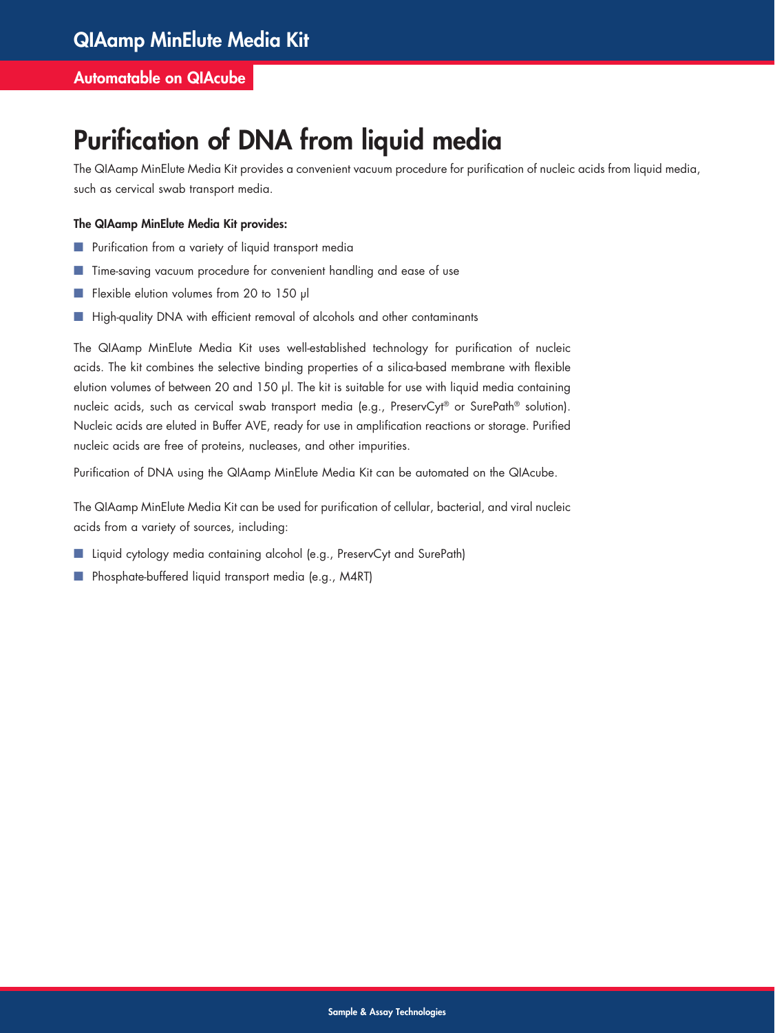# QIAamp MinElute Media Kit

**Automatable on QIAcube**

## Purification of DNA from liquid media

The QIAamp MinElute Media Kit provides a convenient vacuum procedure for purification of nucleic acids from liquid media, such as cervical swab transport media.

**The QIAamp MinElute Media Kit provides:**

- Purification from a variety of liquid transport media
- Time-saving vacuum procedure for convenient handling and ease of use
- Flexible elution volumes from 20 to 150 µl
- High-quality DNA with efficient removal of alcohols and other contaminants

The QIAamp MinElute Media Kit uses well-established technology for purification of nucleic acids. The kit combines the selective binding properties of a silica-based membrane with flexible elution volumes of between 20 and 150 µl. The kit is suitable for use with liquid media containing nucleic acids, such as cervical swab transport media (e.g., PreservCyt® or SurePath® solution). Nucleic acids are eluted in Buffer AVE, ready for use in amplification reactions or storage. Purified nucleic acids are free of proteins, nucleases, and other impurities.

Purification of DNA using the QIAamp MinElute Media Kit can be automated on the QIAcube.

The QIAamp MinElute Media Kit can be used for purification of cellular, bacterial, and viral nucleic acids from a variety of sources, including:

- Liquid cytology media containing alcohol (e.g., PreservCyt and SurePath)
- Phosphate-buffered liquid transport media (e.g., M4RT)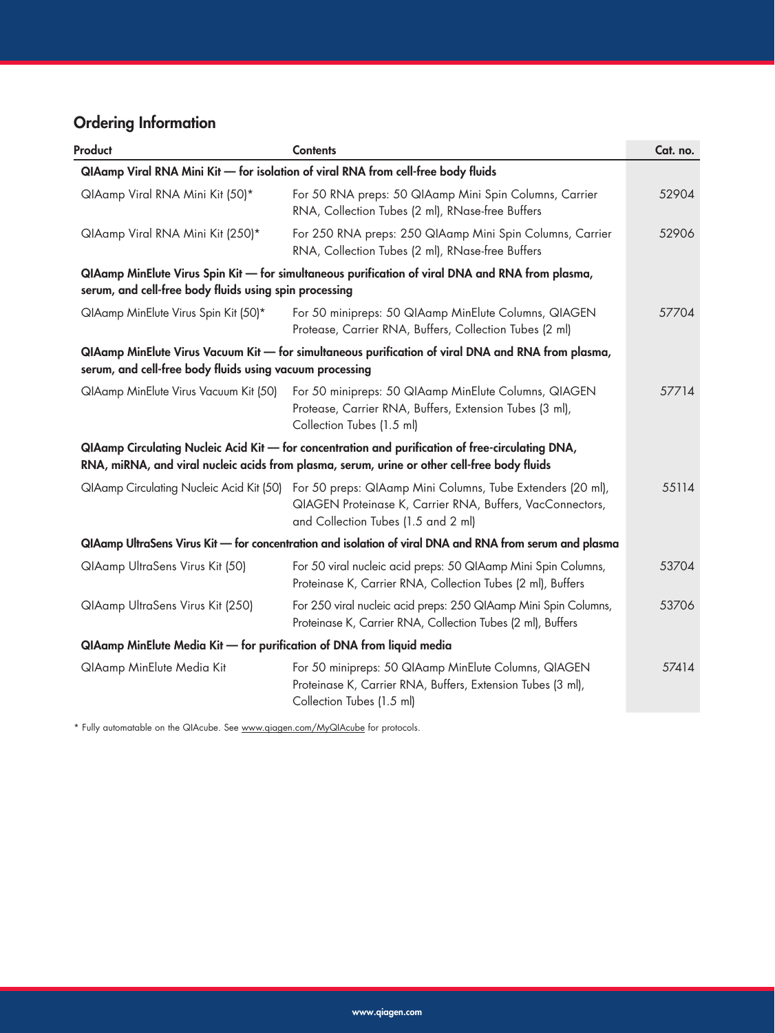## Ordering Information

| Product | Contents | Cat. no. |
|---|---|---|
| **QIAamp Viral RNA Mini Kit — for isolation of viral RNA from cell-free body fluids** | | |
| QIAamp Viral RNA Mini Kit (50)* | For 50 RNA preps: 50 QIAamp Mini Spin Columns, Carrier RNA, Collection Tubes (2 ml), RNase-free Buffers | 52904 |
| QIAamp Viral RNA Mini Kit (250)* | For 250 RNA preps: 250 QIAamp Mini Spin Columns, Carrier RNA, Collection Tubes (2 ml), RNase-free Buffers | 52906 |
| **QIAamp MinElute Virus Spin Kit — for simultaneous purification of viral DNA and RNA from plasma, serum, and cell-free body fluids using spin processing** | | |
| QIAamp MinElute Virus Spin Kit (50)* | For 50 minipreps: 50 QIAamp MinElute Columns, QIAGEN Protease, Carrier RNA, Buffers, Collection Tubes (2 ml) | 57704 |
| **QIAamp MinElute Virus Vacuum Kit — for simultaneous purification of viral DNA and RNA from plasma, serum, and cell-free body fluids using vacuum processing** | | |
| QIAamp MinElute Virus Vacuum Kit (50) | For 50 minipreps: 50 QIAamp MinElute Columns, QIAGEN Protease, Carrier RNA, Buffers, Extension Tubes (3 ml), Collection Tubes (1.5 ml) | 57714 |
| **QIAamp Circulating Nucleic Acid Kit — for concentration and purification of free-circulating DNA, RNA, miRNA, and viral nucleic acids from plasma, serum, urine or other cell-free body fluids** | | |
| QIAamp Circulating Nucleic Acid Kit (50) | For 50 preps: QIAamp Mini Columns, Tube Extenders (20 ml), QIAGEN Proteinase K, Carrier RNA, Buffers, VacConnectors, and Collection Tubes (1.5 and 2 ml) | 55114 |
| **QIAamp UltraSens Virus Kit — for concentration and isolation of viral DNA and RNA from serum and plasma** | | |
| QIAamp UltraSens Virus Kit (50) | For 50 viral nucleic acid preps: 50 QIAamp Mini Spin Columns, Proteinase K, Carrier RNA, Collection Tubes (2 ml), Buffers | 53704 |
| QIAamp UltraSens Virus Kit (250) | For 250 viral nucleic acid preps: 250 QIAamp Mini Spin Columns, Proteinase K, Carrier RNA, Collection Tubes (2 ml), Buffers | 53706 |
| **QIAamp MinElute Media Kit — for purification of DNA from liquid media** | | |
| QIAamp MinElute Media Kit | For 50 minipreps: 50 QIAamp MinElute Columns, QIAGEN Proteinase K, Carrier RNA, Buffers, Extension Tubes (3 ml), Collection Tubes (1.5 ml) | 57414 |

* Fully automatable on the QIAcube. See www.qiagen.com/MyQIAcube for protocols.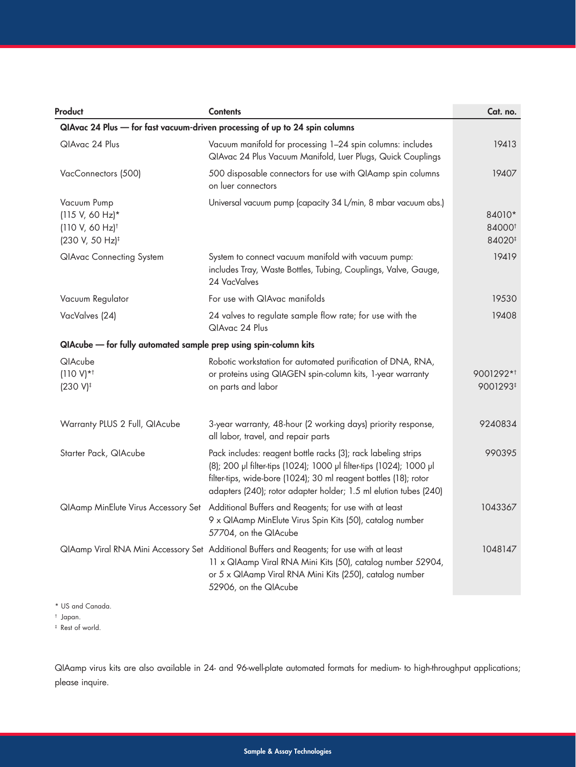| Product | Contents | Cat. no. |
|---|---|---|
| **QIAvac 24 Plus — for fast vacuum-driven processing of up to 24 spin columns** | | |
| QIAvac 24 Plus | Vacuum manifold for processing 1–24 spin columns: includes QIAvac 24 Plus Vacuum Manifold, Luer Plugs, Quick Couplings | 19413 |
| VacConnectors (500) | 500 disposable connectors for use with QIAamp spin columns on luer connectors | 19407 |
| Vacuum Pump<br>(115 V, 60 Hz)*<br>(110 V, 60 Hz)†<br>(230 V, 50 Hz)‡ | Universal vacuum pump (capacity 34 L/min, 8 mbar vacuum abs.) | <br>84010*<br>84000†<br>84020‡ |
| QIAvac Connecting System | System to connect vacuum manifold with vacuum pump: includes Tray, Waste Bottles, Tubing, Couplings, Valve, Gauge, 24 VacValves | 19419 |
| Vacuum Regulator | For use with QIAvac manifolds | 19530 |
| VacValves (24) | 24 valves to regulate sample flow rate; for use with the QIAvac 24 Plus | 19408 |
| **QIAcube — for fully automated sample prep using spin-column kits** | | |
| QIAcube<br>(110 V)*†<br>(230 V)‡ | Robotic workstation for automated purification of DNA, RNA, or proteins using QIAGEN spin-column kits, 1-year warranty on parts and labor | <br>9001292*†<br>9001293‡ |
| Warranty PLUS 2 Full, QIAcube | 3-year warranty, 48-hour (2 working days) priority response, all labor, travel, and repair parts | 9240834 |
| Starter Pack, QIAcube | Pack includes: reagent bottle racks (3); rack labeling strips (8); 200 µl filter-tips (1024); 1000 µl filter-tips (1024); 1000 µl filter-tips, wide-bore (1024); 30 ml reagent bottles (18); rotor adapters (240); rotor adapter holder; 1.5 ml elution tubes (240) | 990395 |
| QIAamp MinElute Virus Accessory Set | Additional Buffers and Reagents; for use with at least 9 x QIAamp MinElute Virus Spin Kits (50), catalog number 57704, on the QIAcube | 1043367 |
| QIAamp Viral RNA Mini Accessory Set | Additional Buffers and Reagents; for use with at least 11 x QIAamp Viral RNA Mini Kits (50), catalog number 52904, or 5 x QIAamp Viral RNA Mini Kits (250), catalog number 52906, on the QIAcube | 1048147 |

* US and Canada.
† Japan.
‡ Rest of world.

QIAamp virus kits are also available in 24- and 96-well-plate automated formats for medium- to high-throughput applications; please inquire.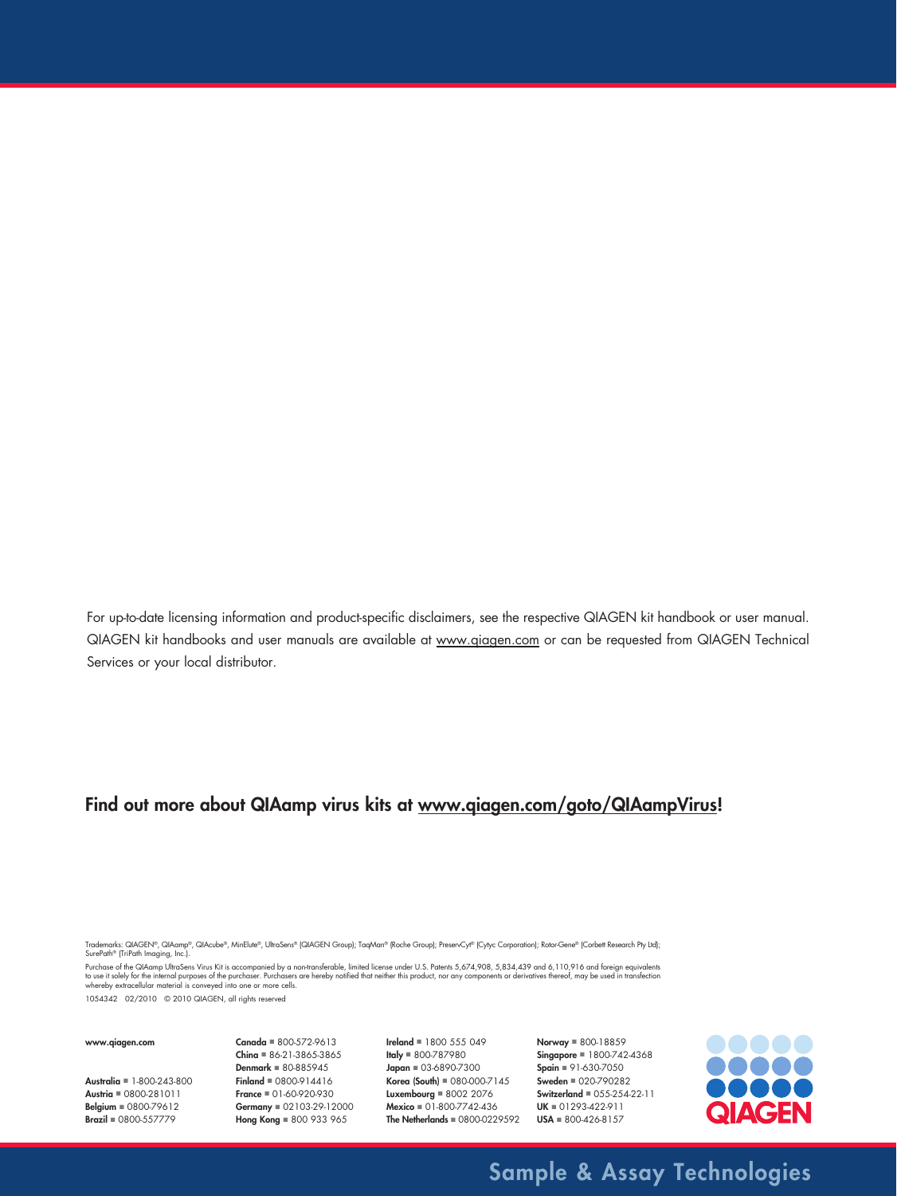For up-to-date licensing information and product-specific disclaimers, see the respective QIAGEN kit handbook or user manual. QIAGEN kit handbooks and user manuals are available at www.qiagen.com or can be requested from QIAGEN Technical Services or your local distributor.

**Find out more about QIAamp virus kits at www.qiagen.com/goto/QIAampVirus!**

Trademarks: QIAGEN®, QIAamp®, QIAcube®, MinElute®, UltraSens® (QIAGEN Group); TaqMan® (Roche Group); PreservCyt® (Cytyc Corporation); Rotor-Gene® (Corbett Research Pty Ltd); SurePath® (TriPath Imaging, Inc.).

Purchase of the QIAamp UltraSens Virus Kit is accompanied by a non-transferable, limited license under U.S. Patents 5,674,908, 5,834,439 and 6,110,916 and foreign equivalents to use it solely for the internal purposes of the purchaser. Purchasers are hereby notified that neither this product, nor any components or derivatives thereof, may be used in transfection whereby extracellular material is conveyed into one or more cells.

1054342 02/2010 © 2010 QIAGEN, all rights reserved

**www.qiagen.com**

**Australia** ■ 1-800-243-800
**Austria** ■ 0800-281011
**Belgium** ■ 0800-79612
**Brazil** ■ 0800-557779
**Canada** ■ 800-572-9613
**China** ■ 86-21-3865-3865
**Denmark** ■ 80-885945
**Finland** ■ 0800-914416
**France** ■ 01-60-920-930
**Germany** ■ 02103-29-12000
**Hong Kong** ■ 800 933 965
**Ireland** ■ 1800 555 049
**Italy** ■ 800-787980
**Japan** ■ 03-6890-7300
**Korea (South)** ■ 080-000-7145
**Luxembourg** ■ 8002 2076
**Mexico** ■ 01-800-7742-436
**The Netherlands** ■ 0800-0229592
**Norway** ■ 800-18859
**Singapore** ■ 1800-742-4368
**Spain** ■ 91-630-7050
**Sweden** ■ 020-790282
**Switzerland** ■ 055-254-22-11
**UK** ■ 01293-422-911
**USA** ■ 800-426-8157

QIAGEN

Sample & Assay Technologies